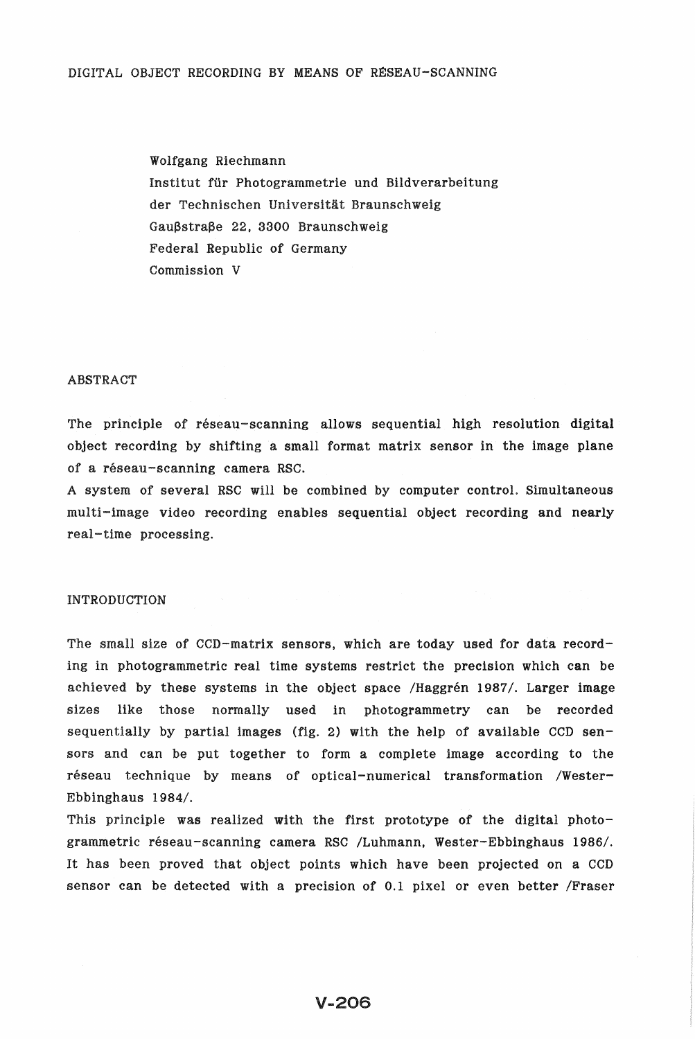# DIGITAL OBJECT RECORDING BY MEANS OF RÉSEAU-SCANNING

Wolfgang Riechmann
Institut für Photogrammetrie und Bildverarbeitung
der Technischen Universität Braunschweig
Gaußstraße 22, 3300 Braunschweig
Federal Republic of Germany
Commission V

## ABSTRACT

The principle of réseau-scanning allows sequential high resolution digital object recording by shifting a small format matrix sensor in the image plane of a réseau-scanning camera RSC.

A system of several RSC will be combined by computer control. Simultaneous multi-image video recording enables sequential object recording and nearly real-time processing.

## INTRODUCTION

The small size of CCD-matrix sensors, which are today used for data recording in photogrammetric real time systems restrict the precision which can be achieved by these systems in the object space /Haggrén 1987/. Larger image sizes like those normally used in photogrammetry can be recorded sequentially by partial images (fig. 2) with the help of available CCD sensors and can be put together to form a complete image according to the réseau technique by means of optical-numerical transformation /Wester-Ebbinghaus 1984/.

This principle was realized with the first prototype of the digital photogrammetric réseau-scanning camera RSC /Luhmann, Wester-Ebbinghaus 1986/. It has been proved that object points which have been projected on a CCD sensor can be detected with a precision of 0.1 pixel or even better /Fraser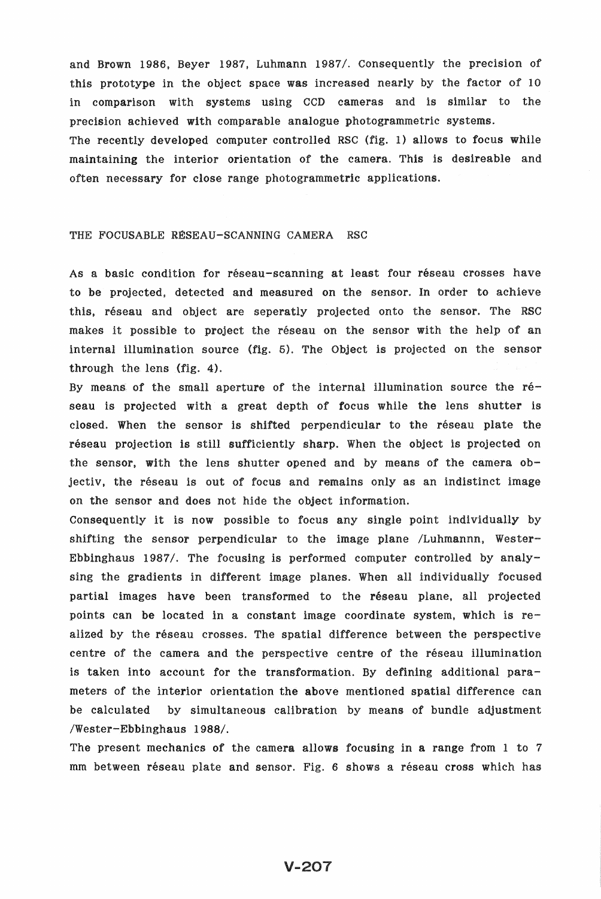and Brown 1986, Beyer 1987, Luhmann 1987/. Consequently the precision of this prototype in the object space was increased nearly by the factor of 10 in comparison with systems using CCD cameras and is similar to the precision achieved with comparable analogue photogrammetric systems.

The recently developed computer controlled RSC (fig. 1) allows to focus while maintaining the interior orientation of the camera. This is desireable and often necessary for close range photogrammetric applications.

## THE FOCUSABLE RÉSEAU-SCANNING CAMERA RSC

As a basic condition for réseau-scanning at least four réseau crosses have to be projected, detected and measured on the sensor. In order to achieve this, réseau and object are seperatly projected onto the sensor. The RSC makes it possible to project the réseau on the sensor with the help of an internal illumination source (fig. 5). The Object is projected on the sensor through the lens (fig. 4).

By means of the small aperture of the internal illumination source the réseau is projected with a great depth of focus while the lens shutter is closed. When the sensor is shifted perpendicular to the réseau plate the réseau projection is still sufficiently sharp. When the object is projected on the sensor, with the lens shutter opened and by means of the camera objectiv, the réseau is out of focus and remains only as an indistinct image on the sensor and does not hide the object information.

Consequently it is now possible to focus any single point individually by shifting the sensor perpendicular to the image plane /Luhmannn, Wester-Ebbinghaus 1987/. The focusing is performed computer controlled by analysing the gradients in different image planes. When all individually focused partial images have been transformed to the réseau plane, all projected points can be located in a constant image coordinate system, which is realized by the réseau crosses. The spatial difference between the perspective centre of the camera and the perspective centre of the réseau illumination is taken into account for the transformation. By defining additional parameters of the interior orientation the above mentioned spatial difference can be calculated by simultaneous calibration by means of bundle adjustment /Wester-Ebbinghaus 1988/.

The present mechanics of the camera allows focusing in a range from 1 to 7 mm between réseau plate and sensor. Fig. 6 shows a réseau cross which has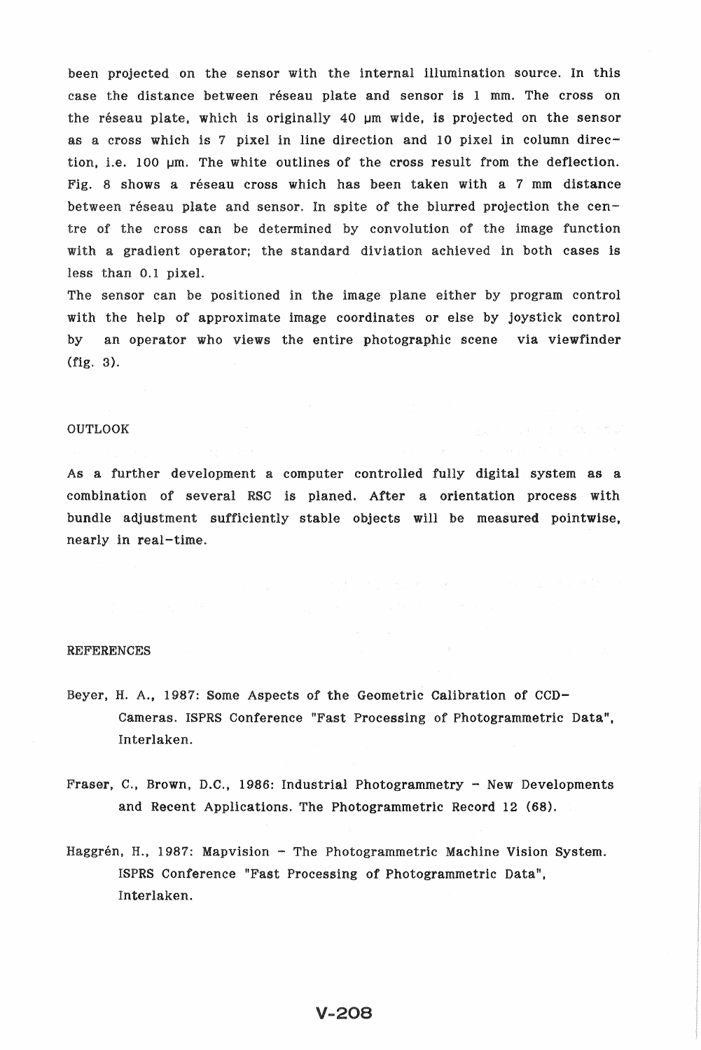been projected on the sensor with the internal illumination source. In this case the distance between réseau plate and sensor is 1 mm. The cross on the réseau plate, which is originally 40 µm wide, is projected on the sensor as a cross which is 7 pixel in line direction and 10 pixel in column direction, i.e. 100 µm. The white outlines of the cross result from the deflection. Fig. 8 shows a réseau cross which has been taken with a 7 mm distance between réseau plate and sensor. In spite of the blurred projection the centre of the cross can be determined by convolution of the image function with a gradient operator; the standard diviation achieved in both cases is less than 0.1 pixel.

The sensor can be positioned in the image plane either by program control with the help of approximate image coordinates or else by joystick control by an operator who views the entire photographic scene via viewfinder (fig. 3).

## OUTLOOK

As a further development a computer controlled fully digital system as a combination of several RSC is planed. After a orientation process with bundle adjustment sufficiently stable objects will be measured pointwise, nearly in real-time.

## REFERENCES

Beyer, H. A., 1987: Some Aspects of the Geometric Calibration of CCD-Cameras. ISPRS Conference "Fast Processing of Photogrammetric Data", Interlaken.

Fraser, C., Brown, D.C., 1986: Industrial Photogrammetry - New Developments and Recent Applications. The Photogrammetric Record 12 (68).

Haggrén, H., 1987: Mapvision - The Photogrammetric Machine Vision System. ISPRS Conference "Fast Processing of Photogrammetric Data", Interlaken.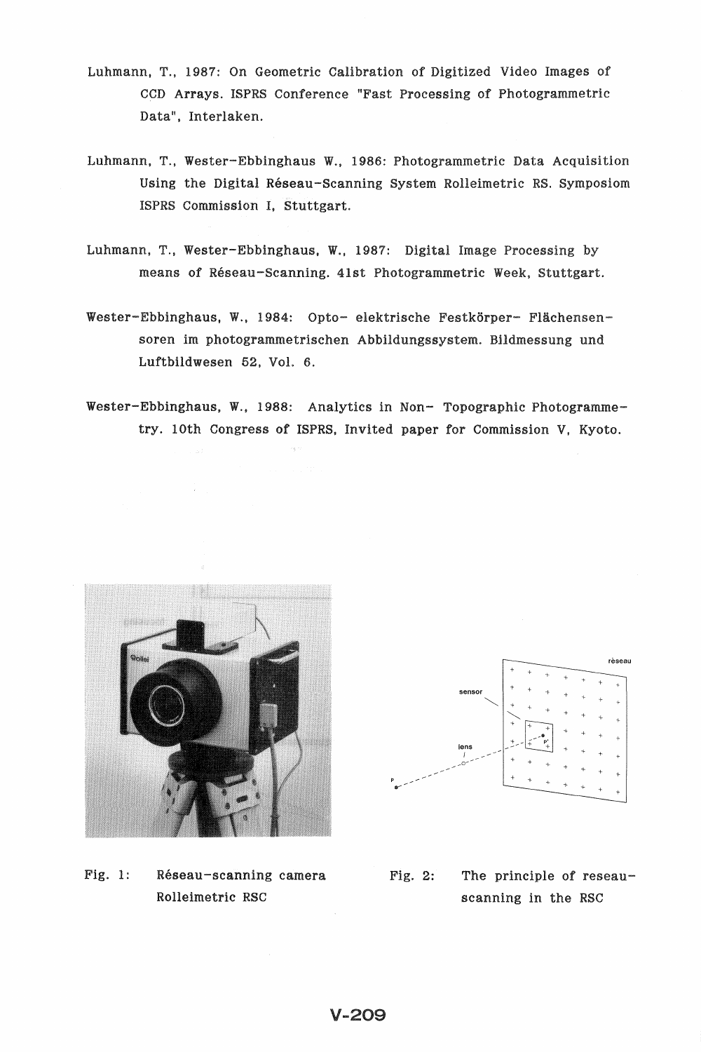Luhmann, T., 1987: On Geometric Calibration of Digitized Video Images of CCD Arrays. ISPRS Conference "Fast Processing of Photogrammetric Data", Interlaken.

Luhmann, T., Wester-Ebbinghaus W., 1986: Photogrammetric Data Acquisition Using the Digital Réseau-Scanning System Rolleimetric RS. Symposiom ISPRS Commission I, Stuttgart.

Luhmann, T., Wester-Ebbinghaus, W., 1987: Digital Image Processing by means of Réseau-Scanning. 41st Photogrammetric Week, Stuttgart.

Wester-Ebbinghaus, W., 1984: Opto- elektrische Festkörper- Flächensensoren im photogrammetrischen Abbildungssystem. Bildmessung und Luftbildwesen 52, Vol. 6.

Wester-Ebbinghaus, W., 1988: Analytics in Non- Topographic Photogrammetry. 10th Congress of ISPRS, Invited paper for Commission V, Kyoto.

Fig. 1: Réseau-scanning camera Rolleimetric RSC

Fig. 2: The principle of reseau-scanning in the RSC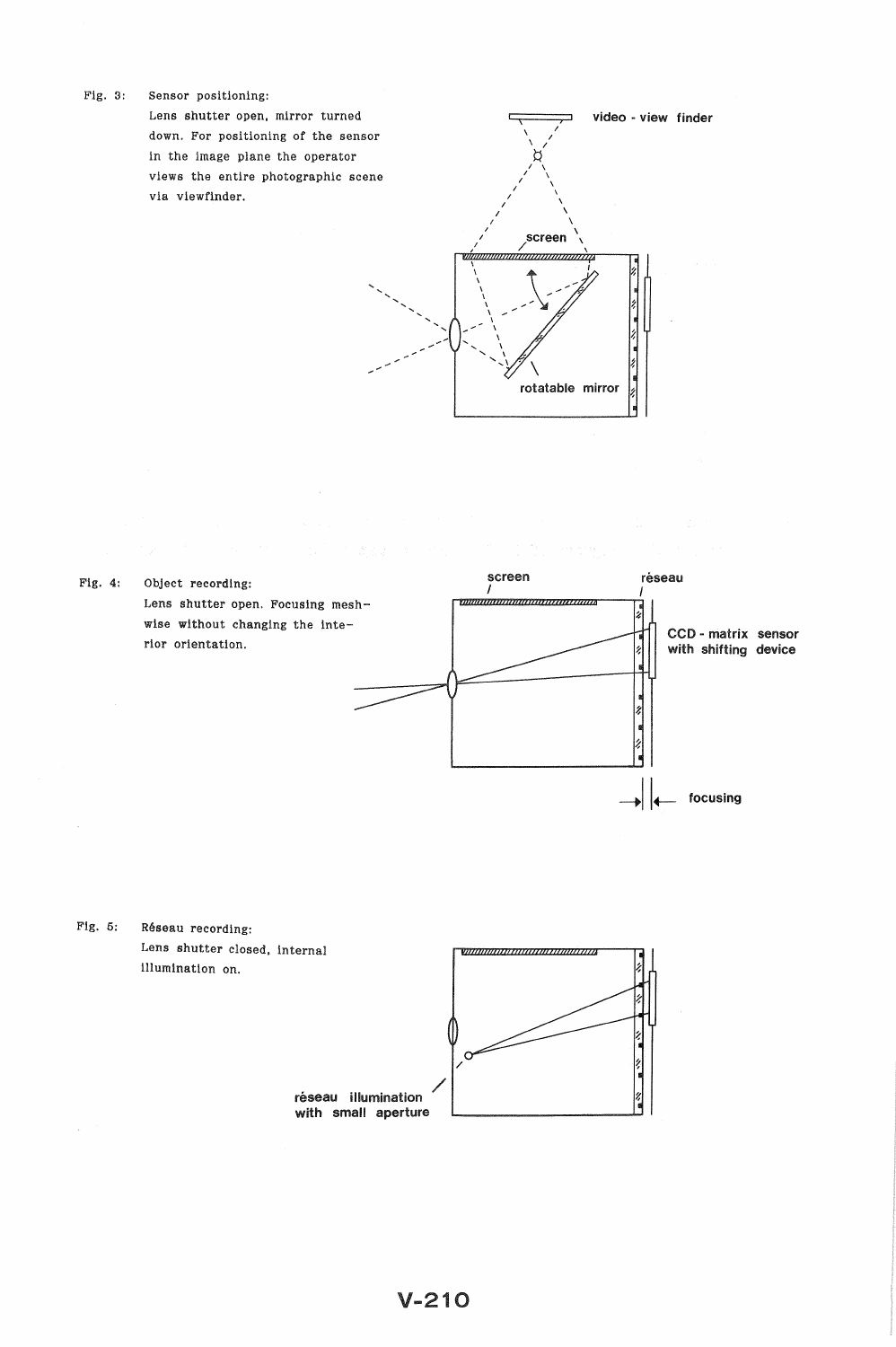Fig. 3: Sensor positioning:
Lens shutter open, mirror turned down. For positioning of the sensor in the image plane the operator views the entire photographic scene via viewfinder.

video - view finder

screen

rotatable mirror

Fig. 4: Object recording:
Lens shutter open. Focusing meshwise without changing the interior orientation.

screen

réseau

CCD - matrix sensor with shifting device

focusing

Fig. 5: Réseau recording:
Lens shutter closed, internal illumination on.

réseau illumination with small aperture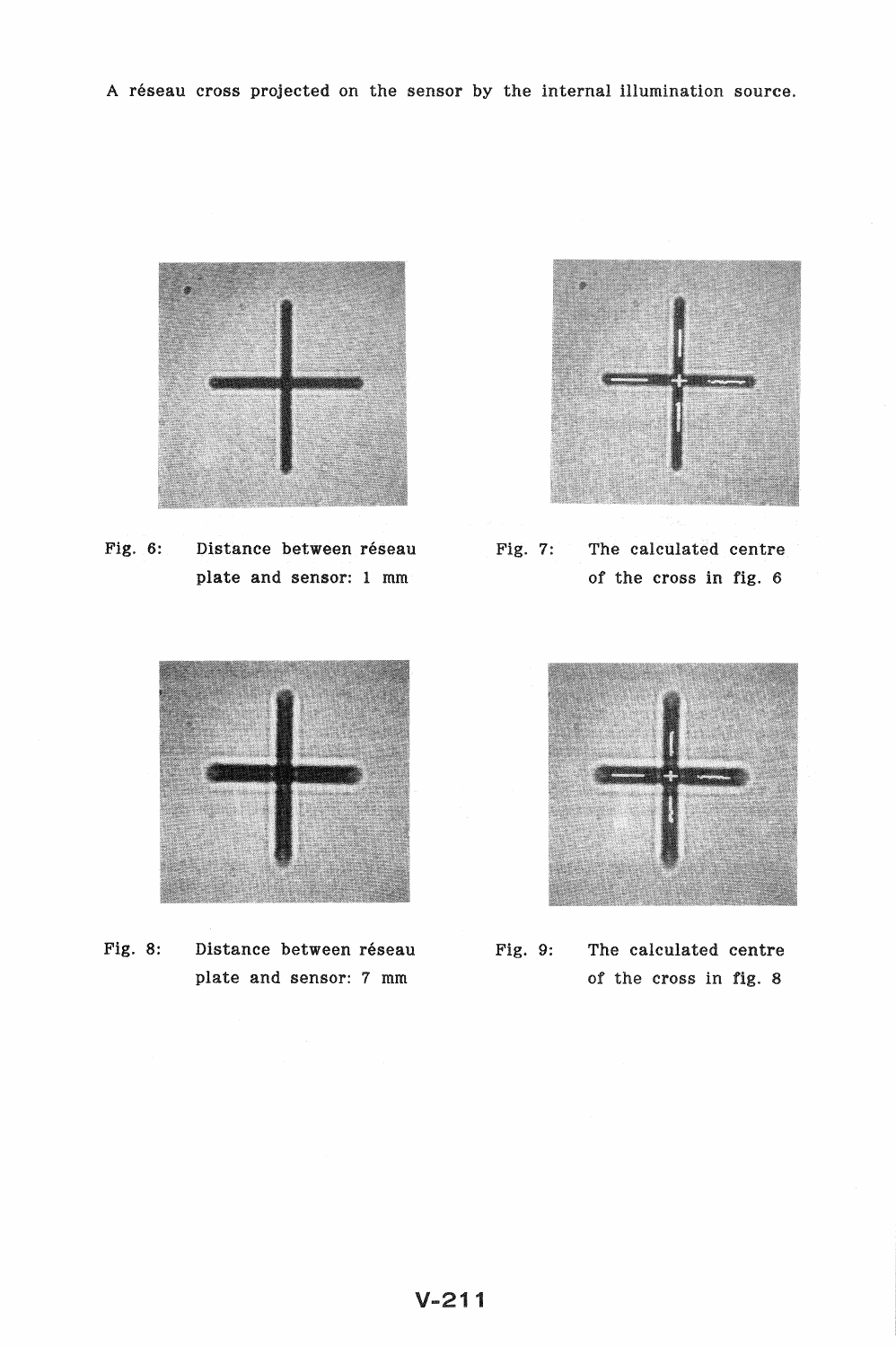A réseau cross projected on the sensor by the internal illumination source.

Fig. 6: Distance between réseau plate and sensor: 1 mm

Fig. 7: The calculated centre of the cross in fig. 6

Fig. 8: Distance between réseau plate and sensor: 7 mm

Fig. 9: The calculated centre of the cross in fig. 8